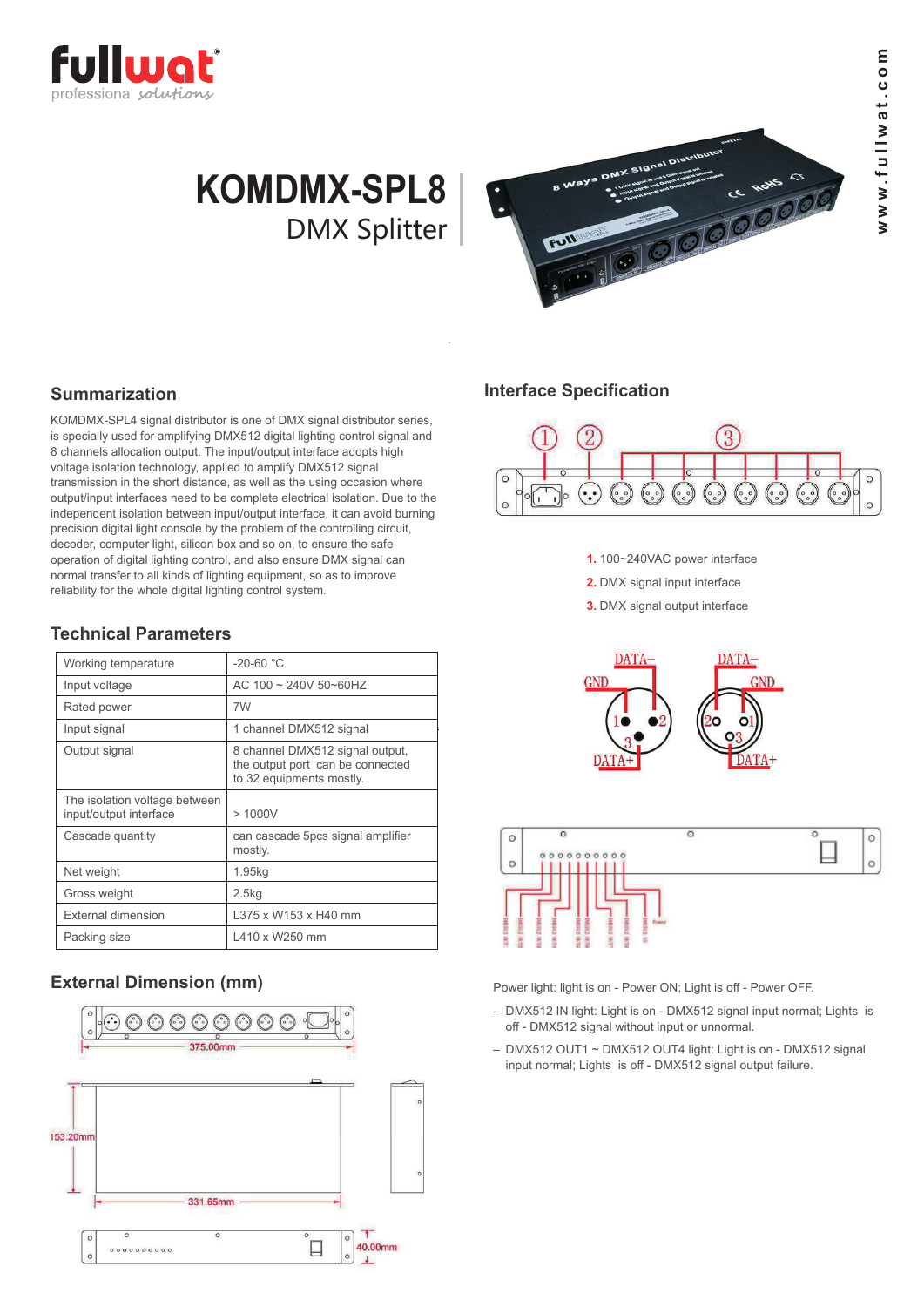# KOMDMX-SPL8

## DMX Splitter

### Summarization

KOMDMX-SPL4 signal distributor is one of DMX signal distributor series, is specially used for amplifying DMX512 digital lighting control signal and 8 channels allocation output. The input/output interface adopts high voltage isolation technology, applied to amplify DMX512 signal transmission in the short distance, as well as the using occasion where output/input interfaces need to be complete electrical isolation. Due to the independent isolation between input/output interface, it can avoid burning precision digital light console by the problem of the controlling circuit, decoder, computer light, silicon box and so on, to ensure the safe operation of digital lighting control, and also ensure DMX signal can normal transfer to all kinds of lighting equipment, so as to improve reliability for the whole digital lighting control system.

### Technical Parameters

| Working temperature | -20-60 °C |
|---|---|
| Input voltage | AC 100 ~ 240V 50~60HZ |
| Rated power | 7W |
| Input signal | 1 channel DMX512 signal |
| Output signal | 8 channel DMX512 signal output, the output port can be connected to 32 equipments mostly. |
| The isolation voltage between input/output interface | > 1000V |
| Cascade quantity | can cascade 5pcs signal amplifier mostly. |
| Net weight | 1.95kg |
| Gross weight | 2.5kg |
| External dimension | L375 x W153 x H40 mm |
| Packing size | L410 x W250 mm |

### External Dimension (mm)

375.00mm

153.20mm

331.65mm

40.00mm

### Interface Specification

1. 100~240VAC power interface
2. DMX signal input interface
3. DMX signal output interface

Power light: light is on - Power ON; Light is off - Power OFF.

- DMX512 IN light: Light is on - DMX512 signal input normal; Lights is off - DMX512 signal without input or unnormal.
- DMX512 OUT1 ~ DMX512 OUT4 light: Light is on - DMX512 signal input normal; Lights is off - DMX512 signal output failure.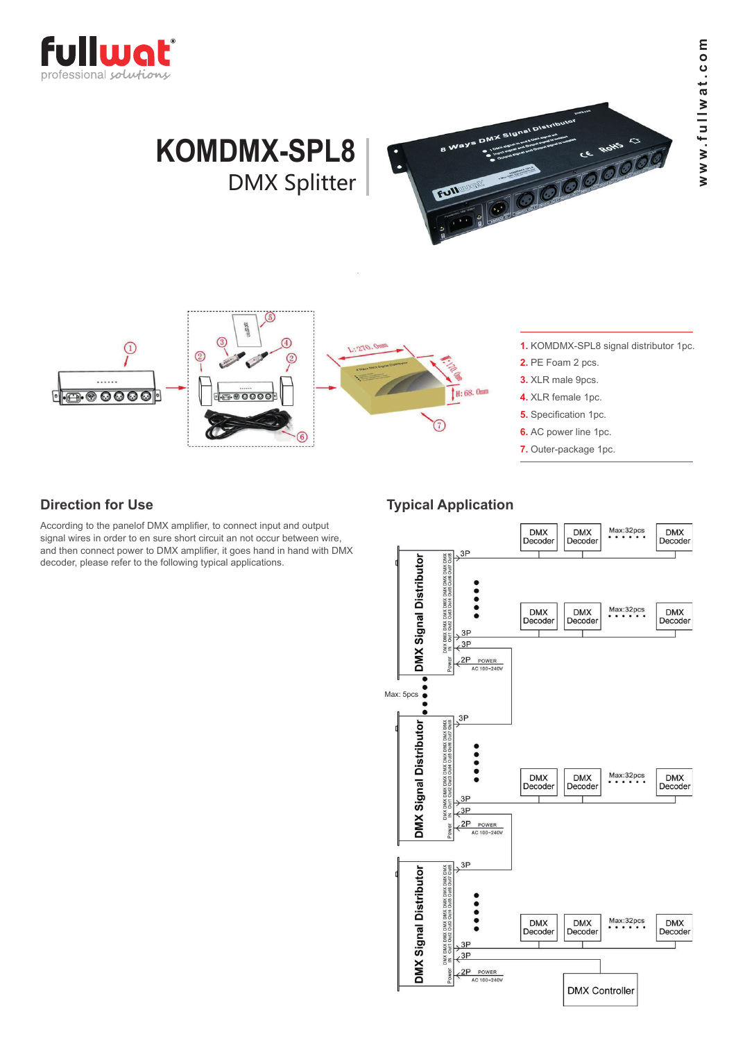# KOMDMX-SPL8

DMX Splitter

1. KOMDMX-SPL8 signal distributor 1pc.
2. PE Foam 2 pcs.
3. XLR male 9pcs.
4. XLR female 1pc.
5. Specification 1pc.
6. AC power line 1pc.
7. Outer-package 1pc.

## Direction for Use

According to the panelof DMX amplifier, to connect input and output signal wires in order to en sure short circuit an not occur between wire, and then connect power to DMX amplifier, it goes hand in hand with DMX decoder, please refer to the following typical applications.

## Typical Application

DMX Signal Distributor
DMX Decoder
Max:32pcs
3P
2P POWER
AC 100~240V
Max: 5pcs
DMX Controller